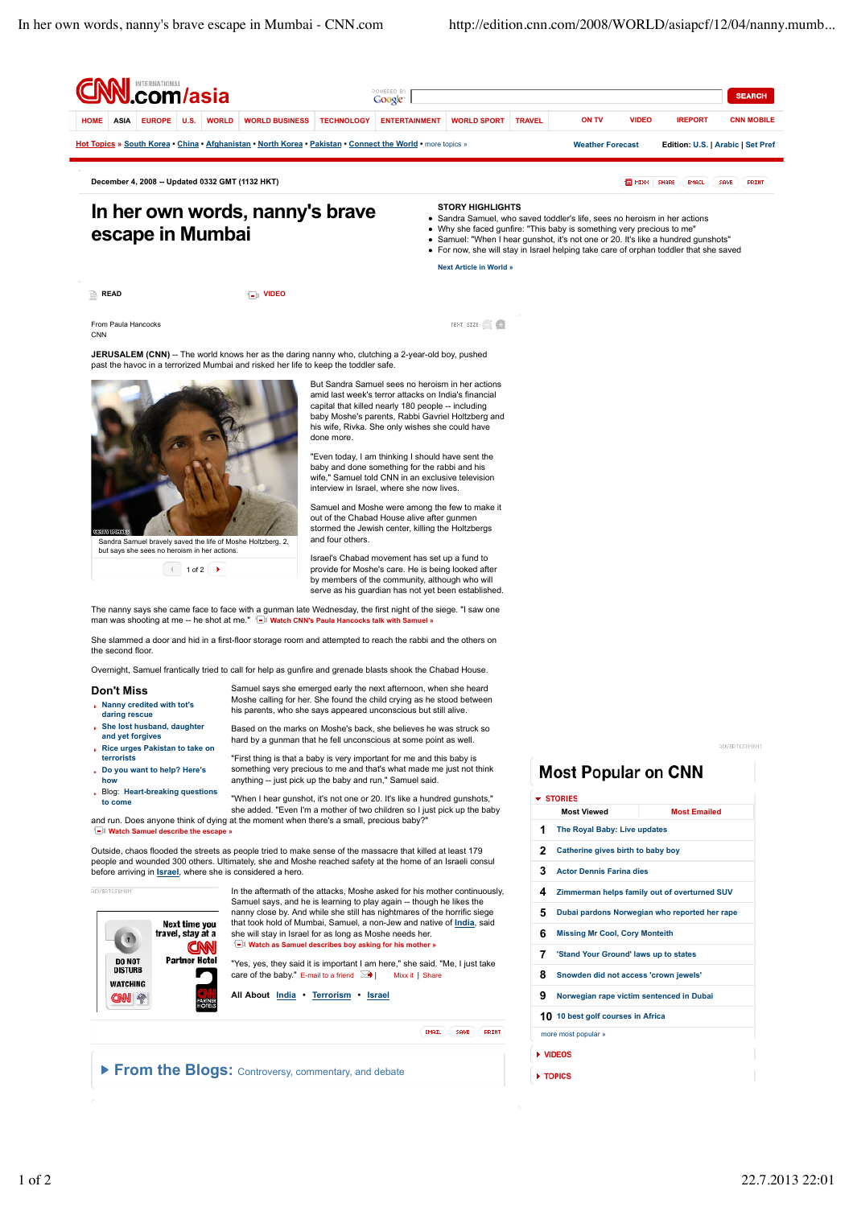December 4, 2008 -- Updated 0332 GMT (1132 HKT)

# In her own words, nanny's brave escape in Mumbai

**STORY HIGHLIGHTS**

- Sandra Samuel, who saved toddler's life, sees no heroism in her actions
- Why she faced gunfire: "This baby is something very precious to me"
- Samuel: "When I hear gunshot, it's not one or 20. It's like a hundred gunshots"
- For now, she will stay in Israel helping take care of orphan toddler that she saved

From Paula Hancocks
CNN

**JERUSALEM (CNN)** -- The world knows her as the daring nanny who, clutching a 2-year-old boy, pushed past the havoc in a terrorized Mumbai and risked her life to keep the toddler safe.

Sandra Samuel bravely saved the life of Moshe Holtzberg, 2, but says she sees no heroism in her actions.

But Sandra Samuel sees no heroism in her actions amid last week's terror attacks on India's financial capital that killed nearly 180 people -- including baby Moshe's parents, Rabbi Gavriel Holtzberg and his wife, Rivka. She only wishes she could have done more.

"Even today, I am thinking I should have sent the baby and done something for the rabbi and his wife," Samuel told CNN in an exclusive television interview in Israel, where she now lives.

Samuel and Moshe were among the few to make it out of the Chabad House alive after gunmen stormed the Jewish center, killing the Holtzbergs and four others.

Israel's Chabad movement has set up a fund to provide for Moshe's care. He is being looked after by members of the community, although who will serve as his guardian has not yet been established.

The nanny says she came face to face with a gunman late Wednesday, the first night of the siege. "I saw one man was shooting at me -- he shot at me." Watch CNN's Paula Hancocks talk with Samuel »

She slammed a door and hid in a first-floor storage room and attempted to reach the rabbi and the others on the second floor.

Overnight, Samuel frantically tried to call for help as gunfire and grenade blasts shook the Chabad House.

Samuel says she emerged early the next afternoon, when she heard Moshe calling for her. She found the child crying as he stood between his parents, who she says appeared unconscious but still alive.

Based on the marks on Moshe's back, she believes he was struck so hard by a gunman that he fell unconscious at some point as well.

"First thing is that a baby is very important for me and this baby is something very precious to me and that's what made me just not think anything -- just pick up the baby and run," Samuel said.

"When I hear gunshot, it's not one or 20. It's like a hundred gunshots," she added. "Even I'm a mother of two children so I just pick up the baby and run. Does anyone think of dying at the moment when there's a small, precious baby?" Watch Samuel describe the escape »

Outside, chaos flooded the streets as people tried to make sense of the massacre that killed at least 179 people and wounded 300 others. Ultimately, she and Moshe reached safety at the home of an Israeli consul before arriving in Israel, where she is considered a hero.

In the aftermath of the attacks, Moshe asked for his mother continuously, Samuel says, and as he is learning to play again -- though he likes the nanny close by. And while she still has nightmares of the horrific siege that took hold of Mumbai, Samuel, a non-Jew and native of India, said she will stay in Israel for as long as Moshe needs her. Watch as Samuel describes boy asking for his mother »

"Yes, yes, they said it is important I am here," she said. "Me, I just take care of the baby."

All About India • Terrorism • Israel

## Don't Miss

- Nanny credited with tot's daring rescue
- She lost husband, daughter and yet forgives
- Rice urges Pakistan to take on terrorists
- Do you want to help? Here's how
- Blog: Heart-breaking questions to come

## Most Popular on CNN

| | Most Viewed |
|---|---|
| 1 | The Royal Baby: Live updates |
| 2 | Catherine gives birth to baby boy |
| 3 | Actor Dennis Farina dies |
| 4 | Zimmerman helps family out of overturned SUV |
| 5 | Dubai pardons Norwegian who reported her rape |
| 6 | Missing Mr Cool, Cory Monteith |
| 7 | 'Stand Your Ground' laws up to states |
| 8 | Snowden did not access 'crown jewels' |
| 9 | Norwegian rape victim sentenced in Dubai |
| 10 | 10 best golf courses in Africa |

## From the Blogs: Controversy, commentary, and debate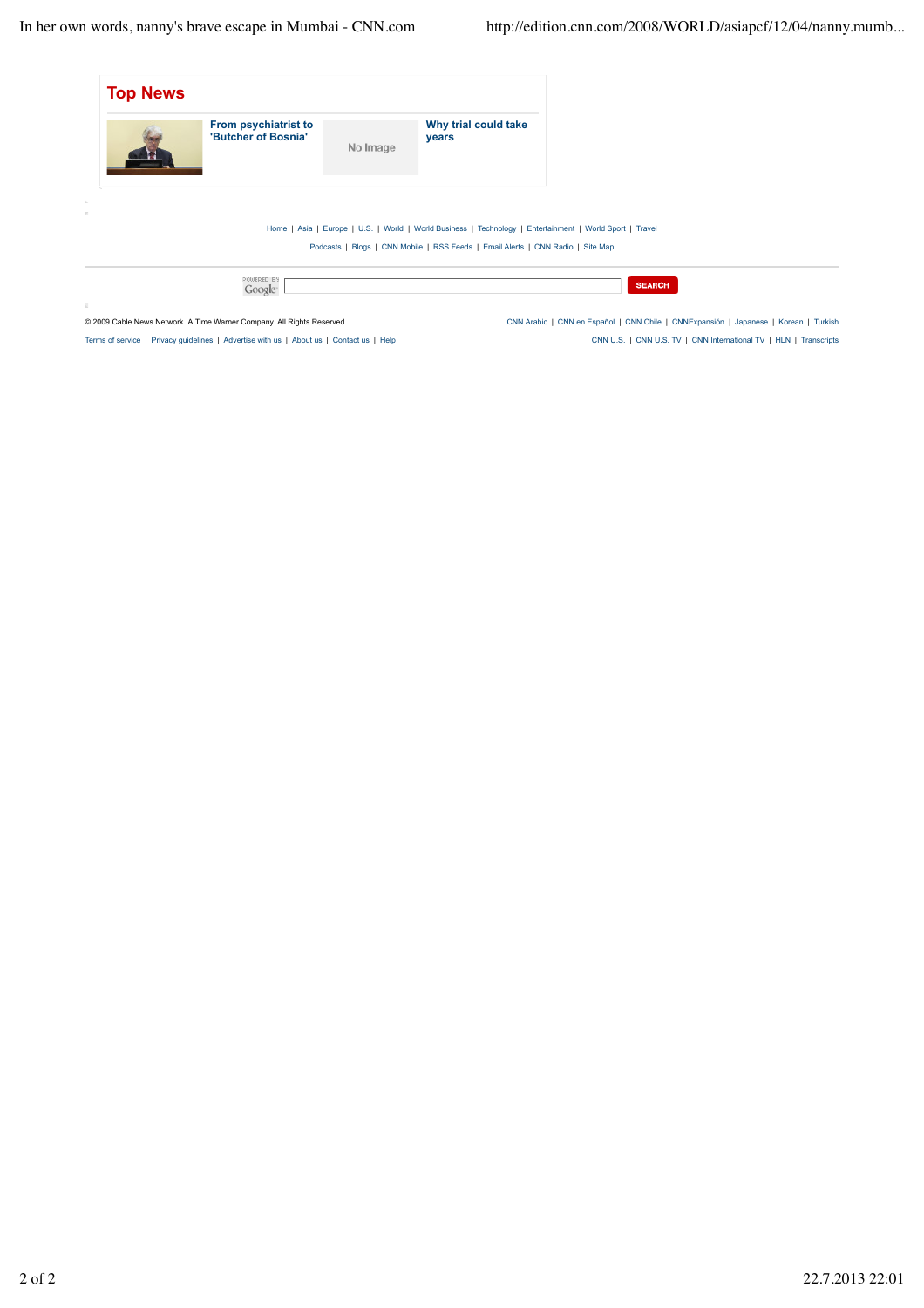## Top News

**From psychiatrist to 'Butcher of Bosnia'**

No Image

**Why trial could take years**

Home | Asia | Europe | U.S. | World | World Business | Technology | Entertainment | World Sport | Travel

Podcasts | Blogs | CNN Mobile | RSS Feeds | Email Alerts | CNN Radio | Site Map

POWERED BY Google SEARCH

© 2009 Cable News Network. A Time Warner Company. All Rights Reserved.

Terms of service | Privacy guidelines | Advertise with us | About us | Contact us | Help

CNN Arabic | CNN en Español | CNN Chile | CNNExpansión | Japanese | Korean | Turkish

CNN U.S. | CNN U.S. TV | CNN International TV | HLN | Transcripts